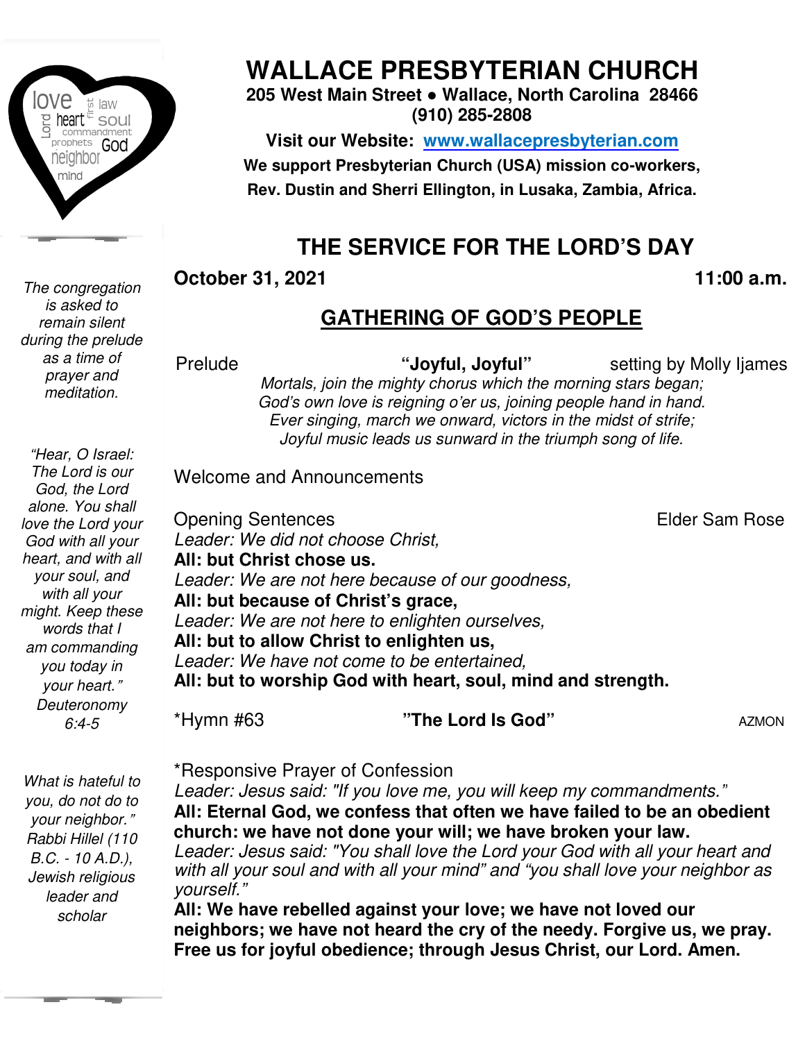# WALLACE PRESBYTERIAN CHURCH

**205 West Main Street ● Wallace, North Carolina 28466**
**(910) 285-2808**

**Visit our Website: [www.wallacepresbyterian.com](http://www.wallacepresbyterian.com)**
**We support Presbyterian Church (USA) mission co-workers, Rev. Dustin and Sherri Ellington, in Lusaka, Zambia, Africa.**

## THE SERVICE FOR THE LORD'S DAY

**October 31, 2021** **11:00 a.m.**

### GATHERING OF GOD'S PEOPLE

*The congregation is asked to remain silent during the prelude as a time of prayer and meditation.*

Prelude **"Joyful, Joyful"** setting by Molly Ijames

*Mortals, join the mighty chorus which the morning stars began;*
*God's own love is reigning o'er us, joining people hand in hand.*
*Ever singing, march we onward, victors in the midst of strife;*
*Joyful music leads us sunward in the triumph song of life.*

Welcome and Announcements

Opening Sentences Elder Sam Rose

*Leader: We did not choose Christ,*
**All: but Christ chose us.**
*Leader: We are not here because of our goodness,*
**All: but because of Christ's grace,**
*Leader: We are not here to enlighten ourselves,*
**All: but to allow Christ to enlighten us,**
*Leader: We have not come to be entertained,*
**All: but to worship God with heart, soul, mind and strength.**

*"Hear, O Israel: The Lord is our God, the Lord alone. You shall love the Lord your God with all your heart, and with all your soul, and with all your might. Keep these words that I am commanding you today in your heart." Deuteronomy 6:4-5*

*Hymn #63 **"The Lord Is God"** AZMON

*Responsive Prayer of Confession

*Leader: Jesus said: "If you love me, you will keep my commandments."*
**All: Eternal God, we confess that often we have failed to be an obedient church: we have not done your will; we have broken your law.**
*Leader: Jesus said: "You shall love the Lord your God with all your heart and with all your soul and with all your mind" and "you shall love your neighbor as yourself."*
**All: We have rebelled against your love; we have not loved our neighbors; we have not heard the cry of the needy. Forgive us, we pray. Free us for joyful obedience; through Jesus Christ, our Lord. Amen.**

*What is hateful to you, do not do to your neighbor." Rabbi Hillel (110 B.C. - 10 A.D.), Jewish religious leader and scholar*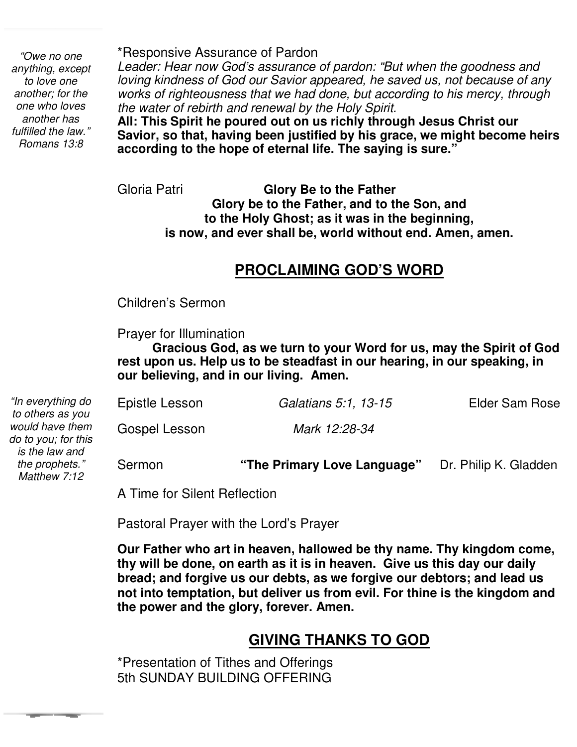*"Owe no one anything, except to love one another; for the one who loves another has fulfilled the law." Romans 13:8*

*Responsive Assurance of Pardon

*Leader: Hear now God's assurance of pardon: "But when the goodness and loving kindness of God our Savior appeared, he saved us, not because of any works of righteousness that we had done, but according to his mercy, through the water of rebirth and renewal by the Holy Spirit.*

**All: This Spirit he poured out on us richly through Jesus Christ our Savior, so that, having been justified by his grace, we might become heirs according to the hope of eternal life. The saying is sure."**

Gloria Patri **Glory Be to the Father**

**Glory be to the Father, and to the Son, and to the Holy Ghost; as it was in the beginning, is now, and ever shall be, world without end. Amen, amen.**

## PROCLAIMING GOD'S WORD

Children's Sermon

Prayer for Illumination

**Gracious God, as we turn to your Word for us, may the Spirit of God rest upon us. Help us to be steadfast in our hearing, in our speaking, in our believing, and in our living. Amen.**

*"In everything do to others as you would have them do to you; for this is the law and the prophets." Matthew 7:12*

Epistle Lesson *Galatians 5:1, 13-15* Elder Sam Rose

Gospel Lesson *Mark 12:28-34*

Sermon **"The Primary Love Language"** Dr. Philip K. Gladden

A Time for Silent Reflection

Pastoral Prayer with the Lord's Prayer

**Our Father who art in heaven, hallowed be thy name. Thy kingdom come, thy will be done, on earth as it is in heaven. Give us this day our daily bread; and forgive us our debts, as we forgive our debtors; and lead us not into temptation, but deliver us from evil. For thine is the kingdom and the power and the glory, forever. Amen.**

## GIVING THANKS TO GOD

*Presentation of Tithes and Offerings
5th SUNDAY BUILDING OFFERING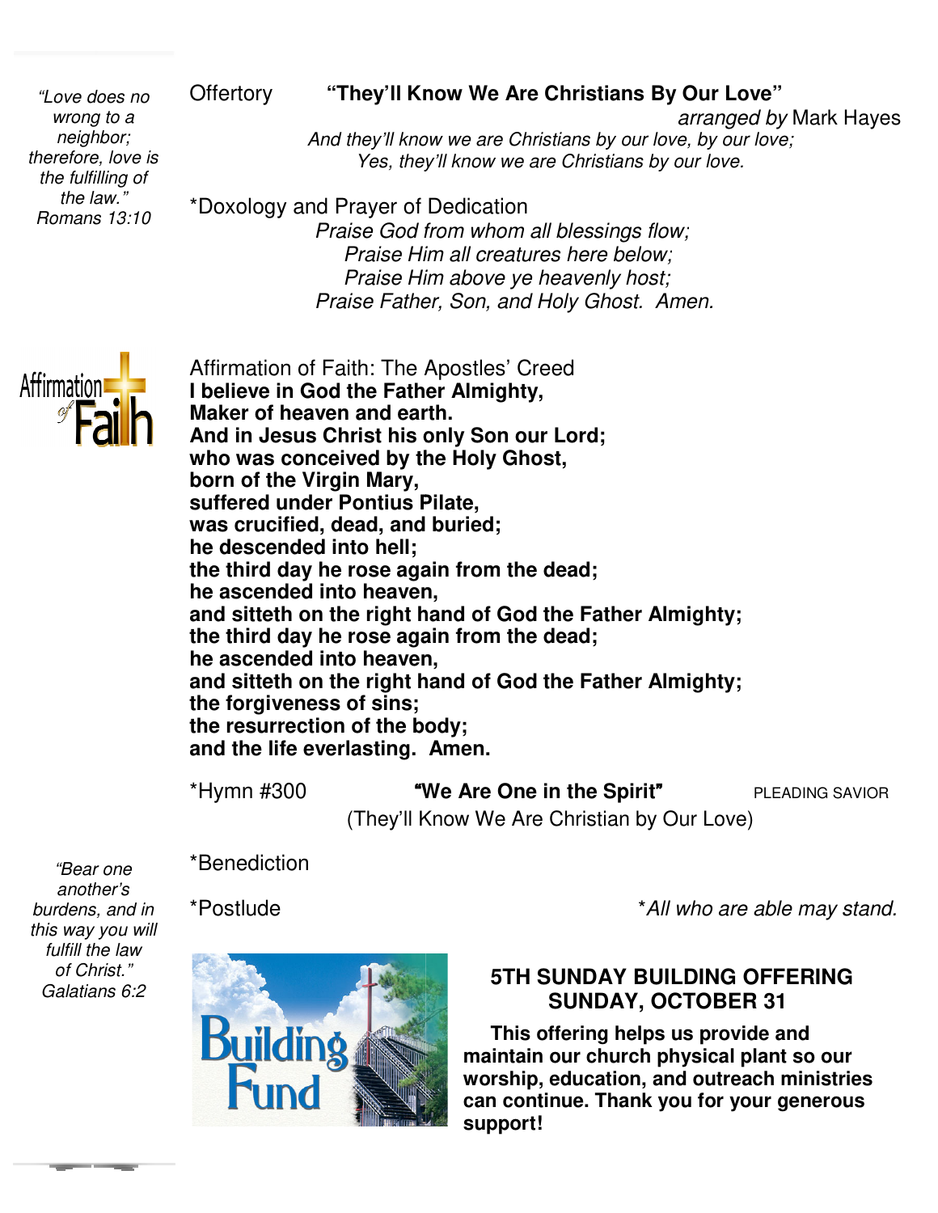*"Love does no wrong to a neighbor; therefore, love is the fulfilling of the law."*
*Romans 13:10*

Offertory **"They'll Know We Are Christians By Our Love"**
*arranged by* Mark Hayes

*And they'll know we are Christians by our love, by our love;*
*Yes, they'll know we are Christians by our love.*

*Doxology and Prayer of Dedication

*Praise God from whom all blessings flow;*
*Praise Him all creatures here below;*
*Praise Him above ye heavenly host;*
*Praise Father, Son, and Holy Ghost. Amen.*

Affirmation of Faith: The Apostles' Creed

**I believe in God the Father Almighty,**
**Maker of heaven and earth.**
**And in Jesus Christ his only Son our Lord;**
**who was conceived by the Holy Ghost,**
**born of the Virgin Mary,**
**suffered under Pontius Pilate,**
**was crucified, dead, and buried;**
**he descended into hell;**
**the third day he rose again from the dead;**
**he ascended into heaven,**
**and sitteth on the right hand of God the Father Almighty;**
**the third day he rose again from the dead;**
**he ascended into heaven,**
**and sitteth on the right hand of God the Father Almighty;**
**the forgiveness of sins;**
**the resurrection of the body;**
**and the life everlasting. Amen.**

*Hymn #300 **"We Are One in the Spirit"** PLEADING SAVIOR
(They'll Know We Are Christian by Our Love)

*"Bear one another's burdens, and in this way you will fulfill the law of Christ."*
*Galatians 6:2*

*Benediction

*Postlude

**All who are able may stand.*

**5TH SUNDAY BUILDING OFFERING**
**SUNDAY, OCTOBER 31**

**This offering helps us provide and maintain our church physical plant so our worship, education, and outreach ministries can continue. Thank you for your generous support!**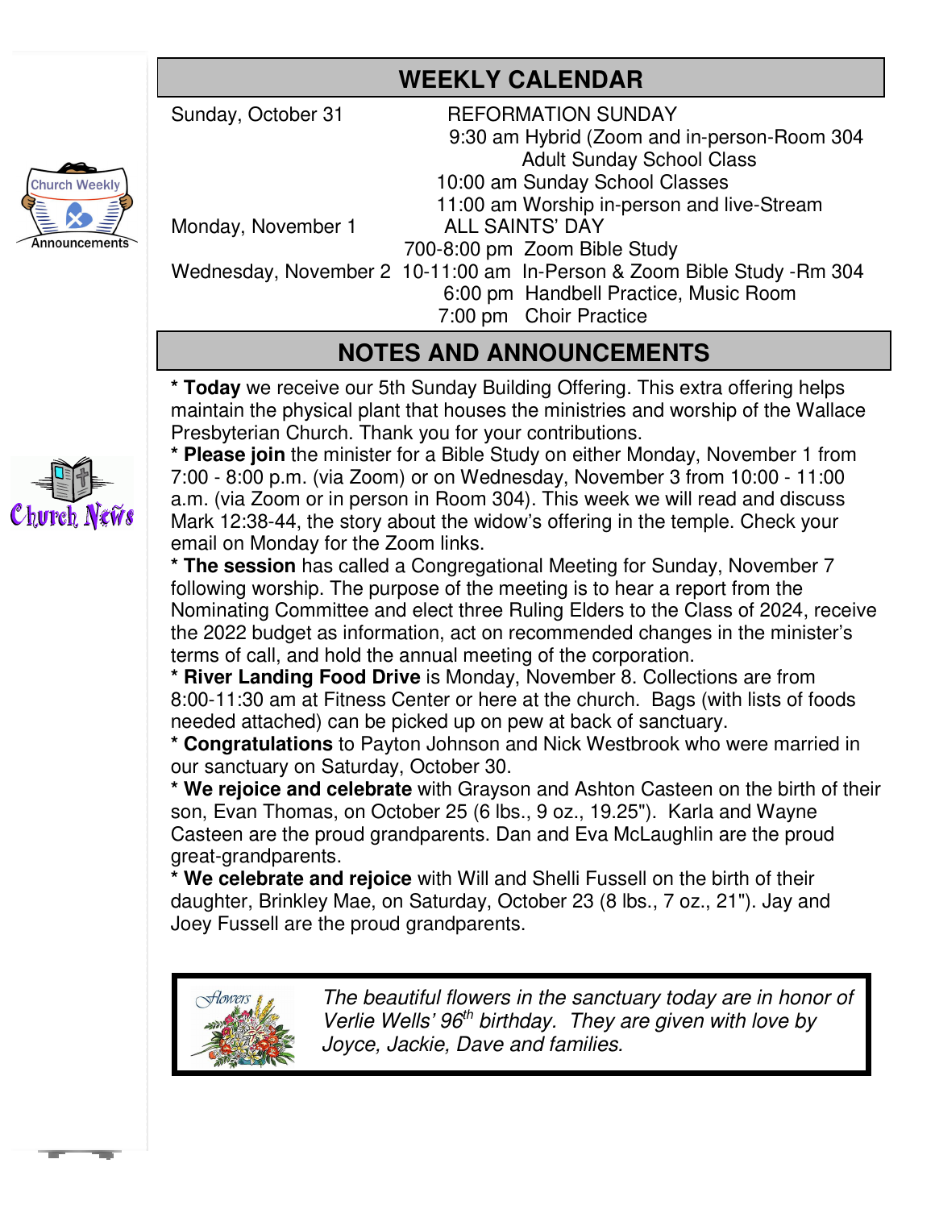## WEEKLY CALENDAR

| | | |
|---|---|---|
| Sunday, October 31 | | REFORMATION SUNDAY |
| | 9:30 am | Hybrid (Zoom and in-person-Room 304 Adult Sunday School Class |
| | 10:00 am | Sunday School Classes |
| | 11:00 am | Worship in-person and live-Stream |
| Monday, November 1 | | ALL SAINTS' DAY |
| | 700-8:00 pm | Zoom Bible Study |
| Wednesday, November 2 | 10-11:00 am | In-Person & Zoom Bible Study -Rm 304 |
| | 6:00 pm | Handbell Practice, Music Room |
| | 7:00 pm | Choir Practice |

## NOTES AND ANNOUNCEMENTS

* **Today** we receive our 5th Sunday Building Offering. This extra offering helps maintain the physical plant that houses the ministries and worship of the Wallace Presbyterian Church. Thank you for your contributions.
* **Please join** the minister for a Bible Study on either Monday, November 1 from 7:00 - 8:00 p.m. (via Zoom) or on Wednesday, November 3 from 10:00 - 11:00 a.m. (via Zoom or in person in Room 304). This week we will read and discuss Mark 12:38-44, the story about the widow's offering in the temple. Check your email on Monday for the Zoom links.
* **The session** has called a Congregational Meeting for Sunday, November 7 following worship. The purpose of the meeting is to hear a report from the Nominating Committee and elect three Ruling Elders to the Class of 2024, receive the 2022 budget as information, act on recommended changes in the minister's terms of call, and hold the annual meeting of the corporation.
* **River Landing Food Drive** is Monday, November 8. Collections are from 8:00-11:30 am at Fitness Center or here at the church. Bags (with lists of foods needed attached) can be picked up on pew at back of sanctuary.
* **Congratulations** to Payton Johnson and Nick Westbrook who were married in our sanctuary on Saturday, October 30.
* **We rejoice and celebrate** with Grayson and Ashton Casteen on the birth of their son, Evan Thomas, on October 25 (6 lbs., 9 oz., 19.25"). Karla and Wayne Casteen are the proud grandparents. Dan and Eva McLaughlin are the proud great-grandparents.
* **We celebrate and rejoice** with Will and Shelli Fussell on the birth of their daughter, Brinkley Mae, on Saturday, October 23 (8 lbs., 7 oz., 21"). Jay and Joey Fussell are the proud grandparents.

*The beautiful flowers in the sanctuary today are in honor of Verlie Wells' 96th birthday. They are given with love by Joyce, Jackie, Dave and families.*